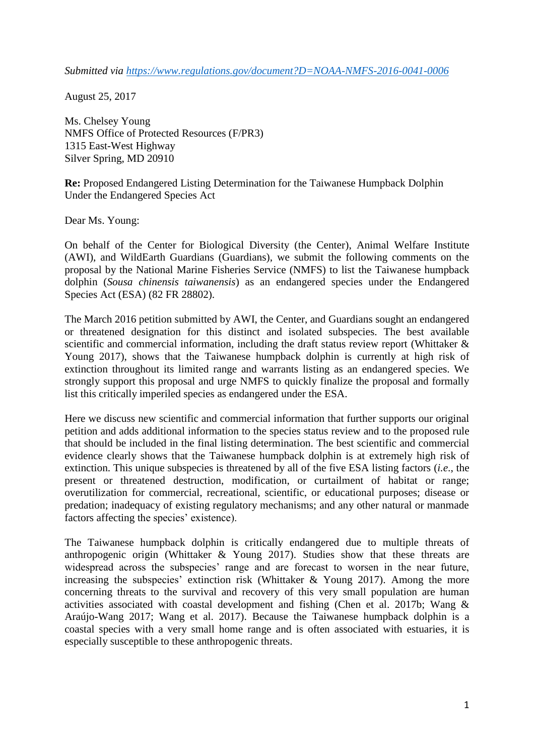*Submitted via [https://www.regulations.gov/document?D=NOAA-NMFS-2016-0041-0006](https://www.regulations.gov/document?D=NOAA-NMFS-2016-0041-0006)*

August 25, 2017

Ms. Chelsey Young
NMFS Office of Protected Resources (F/PR3)
1315 East-West Highway
Silver Spring, MD 20910

**Re:** Proposed Endangered Listing Determination for the Taiwanese Humpback Dolphin Under the Endangered Species Act

Dear Ms. Young:

On behalf of the Center for Biological Diversity (the Center), Animal Welfare Institute (AWI), and WildEarth Guardians (Guardians), we submit the following comments on the proposal by the National Marine Fisheries Service (NMFS) to list the Taiwanese humpback dolphin (*Sousa chinensis taiwanensis*) as an endangered species under the Endangered Species Act (ESA) (82 FR 28802).

The March 2016 petition submitted by AWI, the Center, and Guardians sought an endangered or threatened designation for this distinct and isolated subspecies. The best available scientific and commercial information, including the draft status review report (Whittaker & Young 2017), shows that the Taiwanese humpback dolphin is currently at high risk of extinction throughout its limited range and warrants listing as an endangered species. We strongly support this proposal and urge NMFS to quickly finalize the proposal and formally list this critically imperiled species as endangered under the ESA.

Here we discuss new scientific and commercial information that further supports our original petition and adds additional information to the species status review and to the proposed rule that should be included in the final listing determination. The best scientific and commercial evidence clearly shows that the Taiwanese humpback dolphin is at extremely high risk of extinction. This unique subspecies is threatened by all of the five ESA listing factors (*i.e.*, the present or threatened destruction, modification, or curtailment of habitat or range; overutilization for commercial, recreational, scientific, or educational purposes; disease or predation; inadequacy of existing regulatory mechanisms; and any other natural or manmade factors affecting the species' existence).

The Taiwanese humpback dolphin is critically endangered due to multiple threats of anthropogenic origin (Whittaker & Young 2017). Studies show that these threats are widespread across the subspecies' range and are forecast to worsen in the near future, increasing the subspecies' extinction risk (Whittaker & Young 2017). Among the more concerning threats to the survival and recovery of this very small population are human activities associated with coastal development and fishing (Chen et al. 2017b; Wang & Araújo-Wang 2017; Wang et al. 2017). Because the Taiwanese humpback dolphin is a coastal species with a very small home range and is often associated with estuaries, it is especially susceptible to these anthropogenic threats.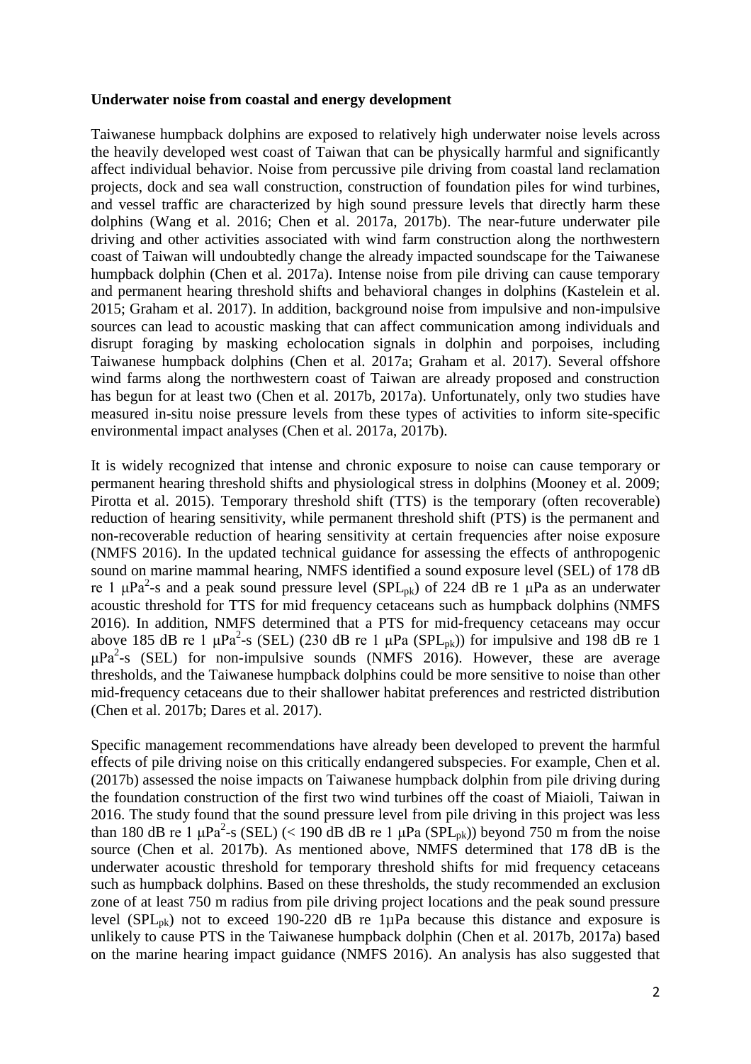**Underwater noise from coastal and energy development**

Taiwanese humpback dolphins are exposed to relatively high underwater noise levels across the heavily developed west coast of Taiwan that can be physically harmful and significantly affect individual behavior. Noise from percussive pile driving from coastal land reclamation projects, dock and sea wall construction, construction of foundation piles for wind turbines, and vessel traffic are characterized by high sound pressure levels that directly harm these dolphins (Wang et al. 2016; Chen et al. 2017a, 2017b). The near-future underwater pile driving and other activities associated with wind farm construction along the northwestern coast of Taiwan will undoubtedly change the already impacted soundscape for the Taiwanese humpback dolphin (Chen et al. 2017a). Intense noise from pile driving can cause temporary and permanent hearing threshold shifts and behavioral changes in dolphins (Kastelein et al. 2015; Graham et al. 2017). In addition, background noise from impulsive and non-impulsive sources can lead to acoustic masking that can affect communication among individuals and disrupt foraging by masking echolocation signals in dolphin and porpoises, including Taiwanese humpback dolphins (Chen et al. 2017a; Graham et al. 2017). Several offshore wind farms along the northwestern coast of Taiwan are already proposed and construction has begun for at least two (Chen et al. 2017b, 2017a). Unfortunately, only two studies have measured in-situ noise pressure levels from these types of activities to inform site-specific environmental impact analyses (Chen et al. 2017a, 2017b).

It is widely recognized that intense and chronic exposure to noise can cause temporary or permanent hearing threshold shifts and physiological stress in dolphins (Mooney et al. 2009; Pirotta et al. 2015). Temporary threshold shift (TTS) is the temporary (often recoverable) reduction of hearing sensitivity, while permanent threshold shift (PTS) is the permanent and non-recoverable reduction of hearing sensitivity at certain frequencies after noise exposure (NMFS 2016). In the updated technical guidance for assessing the effects of anthropogenic sound on marine mammal hearing, NMFS identified a sound exposure level (SEL) of 178 dB re 1 $\mu Pa^2$-s and a peak sound pressure level ($SPL_{pk}$) of 224 dB re 1 μPa as an underwater acoustic threshold for TTS for mid frequency cetaceans such as humpback dolphins (NMFS 2016). In addition, NMFS determined that a PTS for mid-frequency cetaceans may occur above 185 dB re 1 $\mu Pa^2$-s (SEL) (230 dB re 1 μPa ($SPL_{pk}$)) for impulsive and 198 dB re 1 $\mu Pa^2$-s (SEL) for non-impulsive sounds (NMFS 2016). However, these are average thresholds, and the Taiwanese humpback dolphins could be more sensitive to noise than other mid-frequency cetaceans due to their shallower habitat preferences and restricted distribution (Chen et al. 2017b; Dares et al. 2017).

Specific management recommendations have already been developed to prevent the harmful effects of pile driving noise on this critically endangered subspecies. For example, Chen et al. (2017b) assessed the noise impacts on Taiwanese humpback dolphin from pile driving during the foundation construction of the first two wind turbines off the coast of Miaioli, Taiwan in 2016. The study found that the sound pressure level from pile driving in this project was less than 180 dB re 1 $\mu Pa^2$-s (SEL) (< 190 dB dB re 1 μPa ($SPL_{pk}$)) beyond 750 m from the noise source (Chen et al. 2017b). As mentioned above, NMFS determined that 178 dB is the underwater acoustic threshold for temporary threshold shifts for mid frequency cetaceans such as humpback dolphins. Based on these thresholds, the study recommended an exclusion zone of at least 750 m radius from pile driving project locations and the peak sound pressure level ($SPL_{pk}$) not to exceed 190-220 dB re 1μPa because this distance and exposure is unlikely to cause PTS in the Taiwanese humpback dolphin (Chen et al. 2017b, 2017a) based on the marine hearing impact guidance (NMFS 2016). An analysis has also suggested that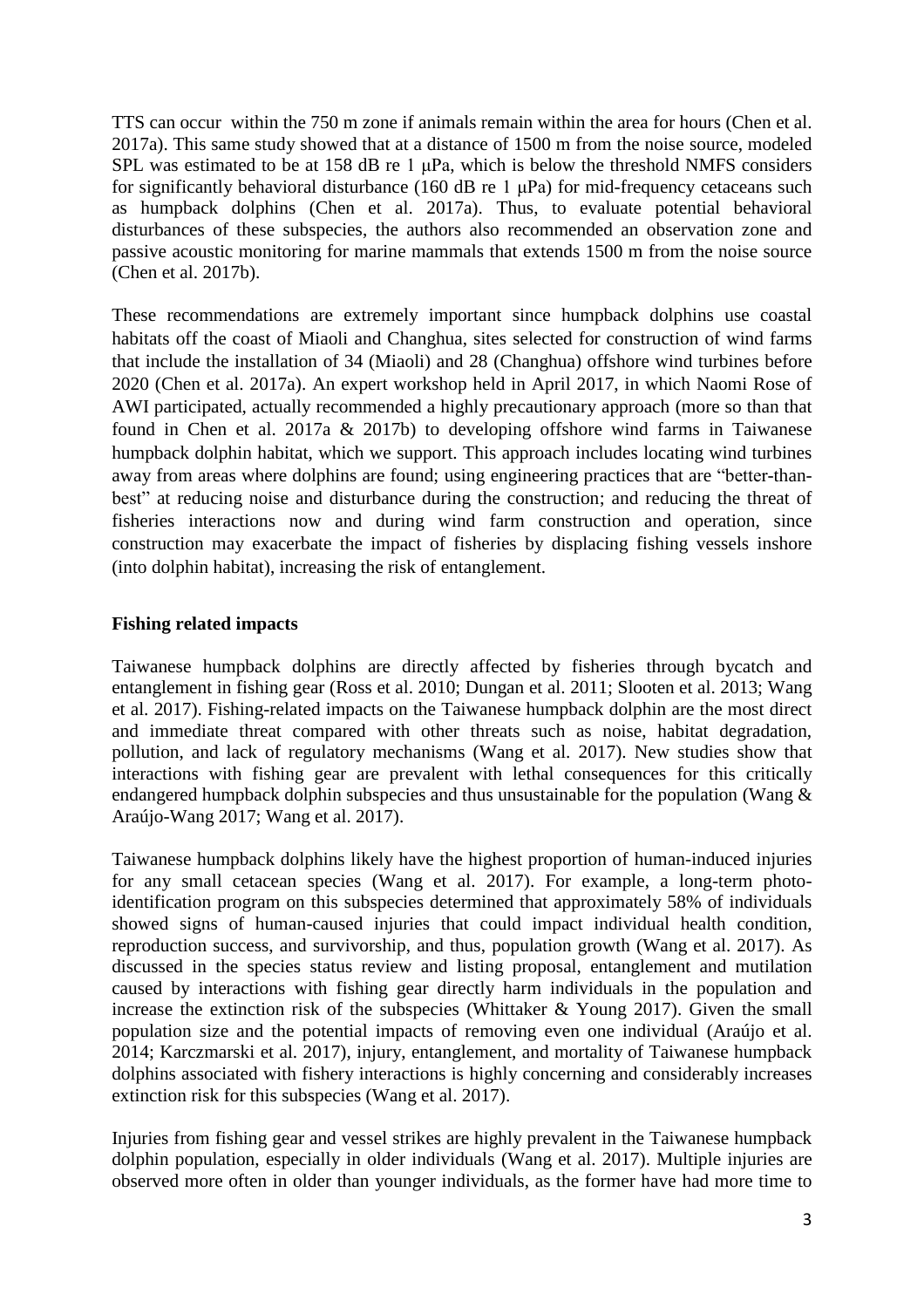TTS can occur within the 750 m zone if animals remain within the area for hours (Chen et al. 2017a). This same study showed that at a distance of 1500 m from the noise source, modeled SPL was estimated to be at 158 dB re 1 μPa, which is below the threshold NMFS considers for significantly behavioral disturbance (160 dB re 1 μPa) for mid-frequency cetaceans such as humpback dolphins (Chen et al. 2017a). Thus, to evaluate potential behavioral disturbances of these subspecies, the authors also recommended an observation zone and passive acoustic monitoring for marine mammals that extends 1500 m from the noise source (Chen et al. 2017b).

These recommendations are extremely important since humpback dolphins use coastal habitats off the coast of Miaoli and Changhua, sites selected for construction of wind farms that include the installation of 34 (Miaoli) and 28 (Changhua) offshore wind turbines before 2020 (Chen et al. 2017a). An expert workshop held in April 2017, in which Naomi Rose of AWI participated, actually recommended a highly precautionary approach (more so than that found in Chen et al. 2017a & 2017b) to developing offshore wind farms in Taiwanese humpback dolphin habitat, which we support. This approach includes locating wind turbines away from areas where dolphins are found; using engineering practices that are "better-than-best" at reducing noise and disturbance during the construction; and reducing the threat of fisheries interactions now and during wind farm construction and operation, since construction may exacerbate the impact of fisheries by displacing fishing vessels inshore (into dolphin habitat), increasing the risk of entanglement.

**Fishing related impacts**

Taiwanese humpback dolphins are directly affected by fisheries through bycatch and entanglement in fishing gear (Ross et al. 2010; Dungan et al. 2011; Slooten et al. 2013; Wang et al. 2017). Fishing-related impacts on the Taiwanese humpback dolphin are the most direct and immediate threat compared with other threats such as noise, habitat degradation, pollution, and lack of regulatory mechanisms (Wang et al. 2017). New studies show that interactions with fishing gear are prevalent with lethal consequences for this critically endangered humpback dolphin subspecies and thus unsustainable for the population (Wang & Araújo-Wang 2017; Wang et al. 2017).

Taiwanese humpback dolphins likely have the highest proportion of human-induced injuries for any small cetacean species (Wang et al. 2017). For example, a long-term photo-identification program on this subspecies determined that approximately 58% of individuals showed signs of human-caused injuries that could impact individual health condition, reproduction success, and survivorship, and thus, population growth (Wang et al. 2017). As discussed in the species status review and listing proposal, entanglement and mutilation caused by interactions with fishing gear directly harm individuals in the population and increase the extinction risk of the subspecies (Whittaker & Young 2017). Given the small population size and the potential impacts of removing even one individual (Araújo et al. 2014; Karczmarski et al. 2017), injury, entanglement, and mortality of Taiwanese humpback dolphins associated with fishery interactions is highly concerning and considerably increases extinction risk for this subspecies (Wang et al. 2017).

Injuries from fishing gear and vessel strikes are highly prevalent in the Taiwanese humpback dolphin population, especially in older individuals (Wang et al. 2017). Multiple injuries are observed more often in older than younger individuals, as the former have had more time to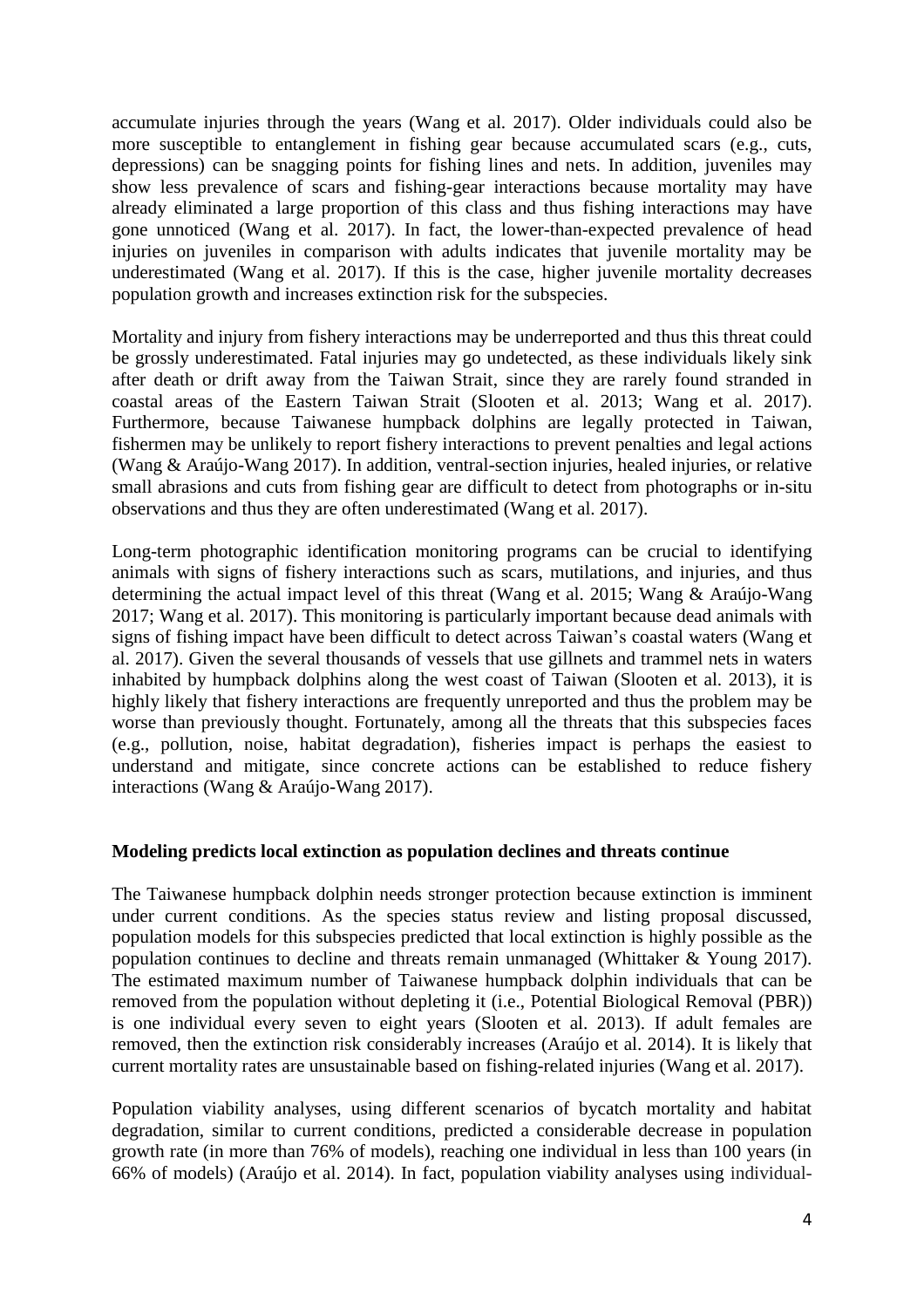accumulate injuries through the years (Wang et al. 2017). Older individuals could also be more susceptible to entanglement in fishing gear because accumulated scars (e.g., cuts, depressions) can be snagging points for fishing lines and nets. In addition, juveniles may show less prevalence of scars and fishing-gear interactions because mortality may have already eliminated a large proportion of this class and thus fishing interactions may have gone unnoticed (Wang et al. 2017). In fact, the lower-than-expected prevalence of head injuries on juveniles in comparison with adults indicates that juvenile mortality may be underestimated (Wang et al. 2017). If this is the case, higher juvenile mortality decreases population growth and increases extinction risk for the subspecies.

Mortality and injury from fishery interactions may be underreported and thus this threat could be grossly underestimated. Fatal injuries may go undetected, as these individuals likely sink after death or drift away from the Taiwan Strait, since they are rarely found stranded in coastal areas of the Eastern Taiwan Strait (Slooten et al. 2013; Wang et al. 2017). Furthermore, because Taiwanese humpback dolphins are legally protected in Taiwan, fishermen may be unlikely to report fishery interactions to prevent penalties and legal actions (Wang & Araújo-Wang 2017). In addition, ventral-section injuries, healed injuries, or relative small abrasions and cuts from fishing gear are difficult to detect from photographs or in-situ observations and thus they are often underestimated (Wang et al. 2017).

Long-term photographic identification monitoring programs can be crucial to identifying animals with signs of fishery interactions such as scars, mutilations, and injuries, and thus determining the actual impact level of this threat (Wang et al. 2015; Wang & Araújo-Wang 2017; Wang et al. 2017). This monitoring is particularly important because dead animals with signs of fishing impact have been difficult to detect across Taiwan's coastal waters (Wang et al. 2017). Given the several thousands of vessels that use gillnets and trammel nets in waters inhabited by humpback dolphins along the west coast of Taiwan (Slooten et al. 2013), it is highly likely that fishery interactions are frequently unreported and thus the problem may be worse than previously thought. Fortunately, among all the threats that this subspecies faces (e.g., pollution, noise, habitat degradation), fisheries impact is perhaps the easiest to understand and mitigate, since concrete actions can be established to reduce fishery interactions (Wang & Araújo-Wang 2017).

## Modeling predicts local extinction as population declines and threats continue

The Taiwanese humpback dolphin needs stronger protection because extinction is imminent under current conditions. As the species status review and listing proposal discussed, population models for this subspecies predicted that local extinction is highly possible as the population continues to decline and threats remain unmanaged (Whittaker & Young 2017). The estimated maximum number of Taiwanese humpback dolphin individuals that can be removed from the population without depleting it (i.e., Potential Biological Removal (PBR)) is one individual every seven to eight years (Slooten et al. 2013). If adult females are removed, then the extinction risk considerably increases (Araújo et al. 2014). It is likely that current mortality rates are unsustainable based on fishing-related injuries (Wang et al. 2017).

Population viability analyses, using different scenarios of bycatch mortality and habitat degradation, similar to current conditions, predicted a considerable decrease in population growth rate (in more than 76% of models), reaching one individual in less than 100 years (in 66% of models) (Araújo et al. 2014). In fact, population viability analyses using individual-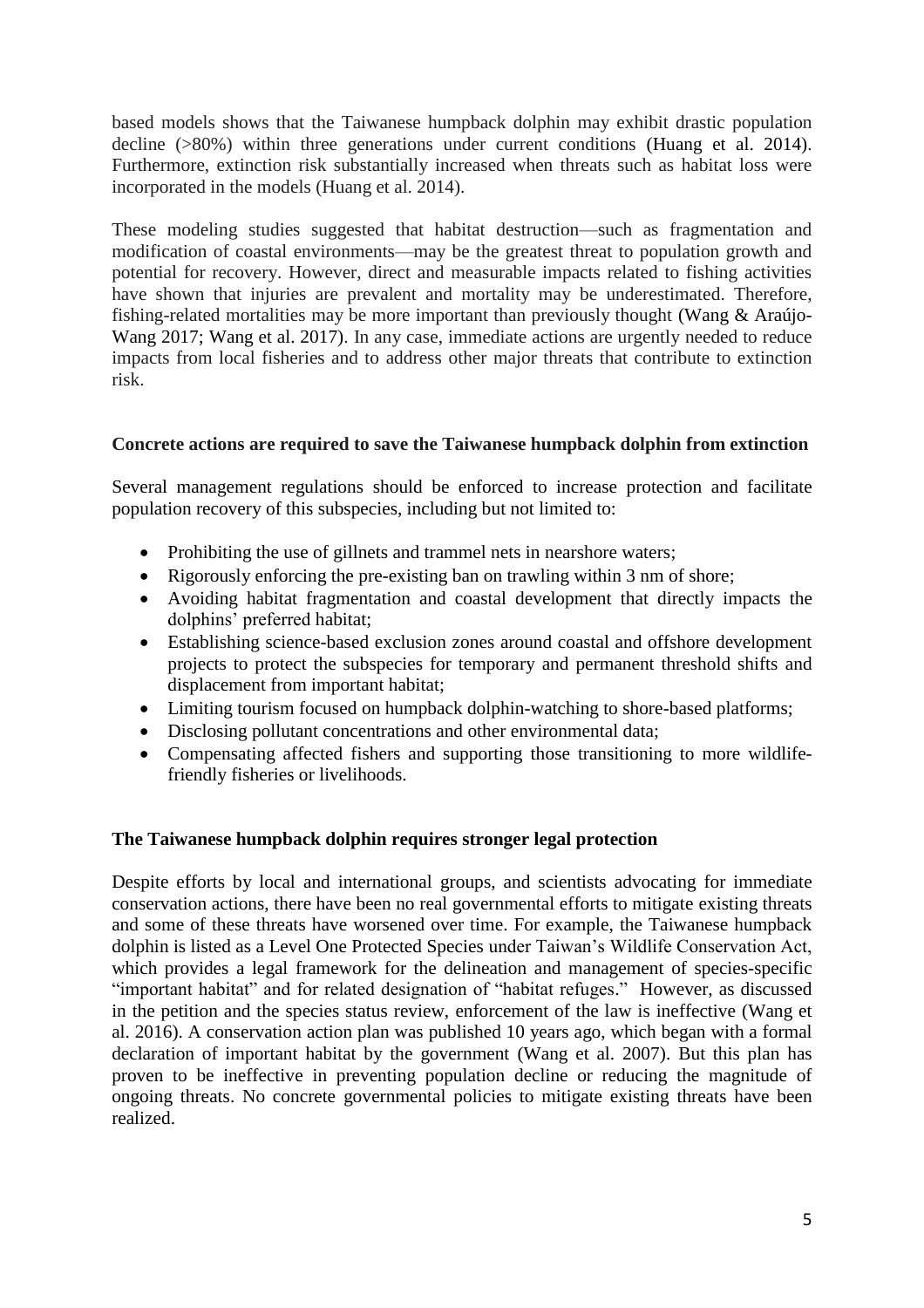based models shows that the Taiwanese humpback dolphin may exhibit drastic population decline (>80%) within three generations under current conditions (Huang et al. 2014). Furthermore, extinction risk substantially increased when threats such as habitat loss were incorporated in the models (Huang et al. 2014).

These modeling studies suggested that habitat destruction—such as fragmentation and modification of coastal environments—may be the greatest threat to population growth and potential for recovery. However, direct and measurable impacts related to fishing activities have shown that injuries are prevalent and mortality may be underestimated. Therefore, fishing-related mortalities may be more important than previously thought (Wang & Araújo-Wang 2017; Wang et al. 2017). In any case, immediate actions are urgently needed to reduce impacts from local fisheries and to address other major threats that contribute to extinction risk.

**Concrete actions are required to save the Taiwanese humpback dolphin from extinction**

Several management regulations should be enforced to increase protection and facilitate population recovery of this subspecies, including but not limited to:

- Prohibiting the use of gillnets and trammel nets in nearshore waters;
- Rigorously enforcing the pre-existing ban on trawling within 3 nm of shore;
- Avoiding habitat fragmentation and coastal development that directly impacts the dolphins' preferred habitat;
- Establishing science-based exclusion zones around coastal and offshore development projects to protect the subspecies for temporary and permanent threshold shifts and displacement from important habitat;
- Limiting tourism focused on humpback dolphin-watching to shore-based platforms;
- Disclosing pollutant concentrations and other environmental data;
- Compensating affected fishers and supporting those transitioning to more wildlife-friendly fisheries or livelihoods.

**The Taiwanese humpback dolphin requires stronger legal protection**

Despite efforts by local and international groups, and scientists advocating for immediate conservation actions, there have been no real governmental efforts to mitigate existing threats and some of these threats have worsened over time. For example, the Taiwanese humpback dolphin is listed as a Level One Protected Species under Taiwan's Wildlife Conservation Act, which provides a legal framework for the delineation and management of species-specific "important habitat" and for related designation of "habitat refuges." However, as discussed in the petition and the species status review, enforcement of the law is ineffective (Wang et al. 2016). A conservation action plan was published 10 years ago, which began with a formal declaration of important habitat by the government (Wang et al. 2007). But this plan has proven to be ineffective in preventing population decline or reducing the magnitude of ongoing threats. No concrete governmental policies to mitigate existing threats have been realized.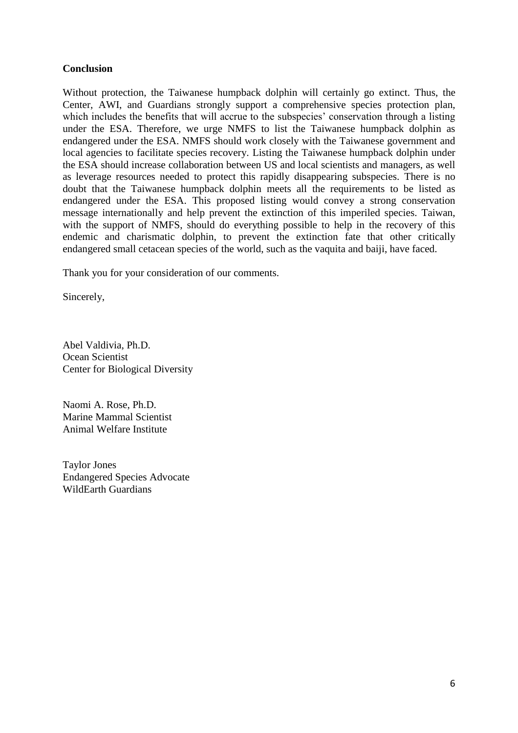## Conclusion

Without protection, the Taiwanese humpback dolphin will certainly go extinct. Thus, the Center, AWI, and Guardians strongly support a comprehensive species protection plan, which includes the benefits that will accrue to the subspecies' conservation through a listing under the ESA. Therefore, we urge NMFS to list the Taiwanese humpback dolphin as endangered under the ESA. NMFS should work closely with the Taiwanese government and local agencies to facilitate species recovery. Listing the Taiwanese humpback dolphin under the ESA should increase collaboration between US and local scientists and managers, as well as leverage resources needed to protect this rapidly disappearing subspecies. There is no doubt that the Taiwanese humpback dolphin meets all the requirements to be listed as endangered under the ESA. This proposed listing would convey a strong conservation message internationally and help prevent the extinction of this imperiled species. Taiwan, with the support of NMFS, should do everything possible to help in the recovery of this endemic and charismatic dolphin, to prevent the extinction fate that other critically endangered small cetacean species of the world, such as the vaquita and baiji, have faced.

Thank you for your consideration of our comments.

Sincerely,

Abel Valdivia, Ph.D.
Ocean Scientist
Center for Biological Diversity

Naomi A. Rose, Ph.D.
Marine Mammal Scientist
Animal Welfare Institute

Taylor Jones
Endangered Species Advocate
WildEarth Guardians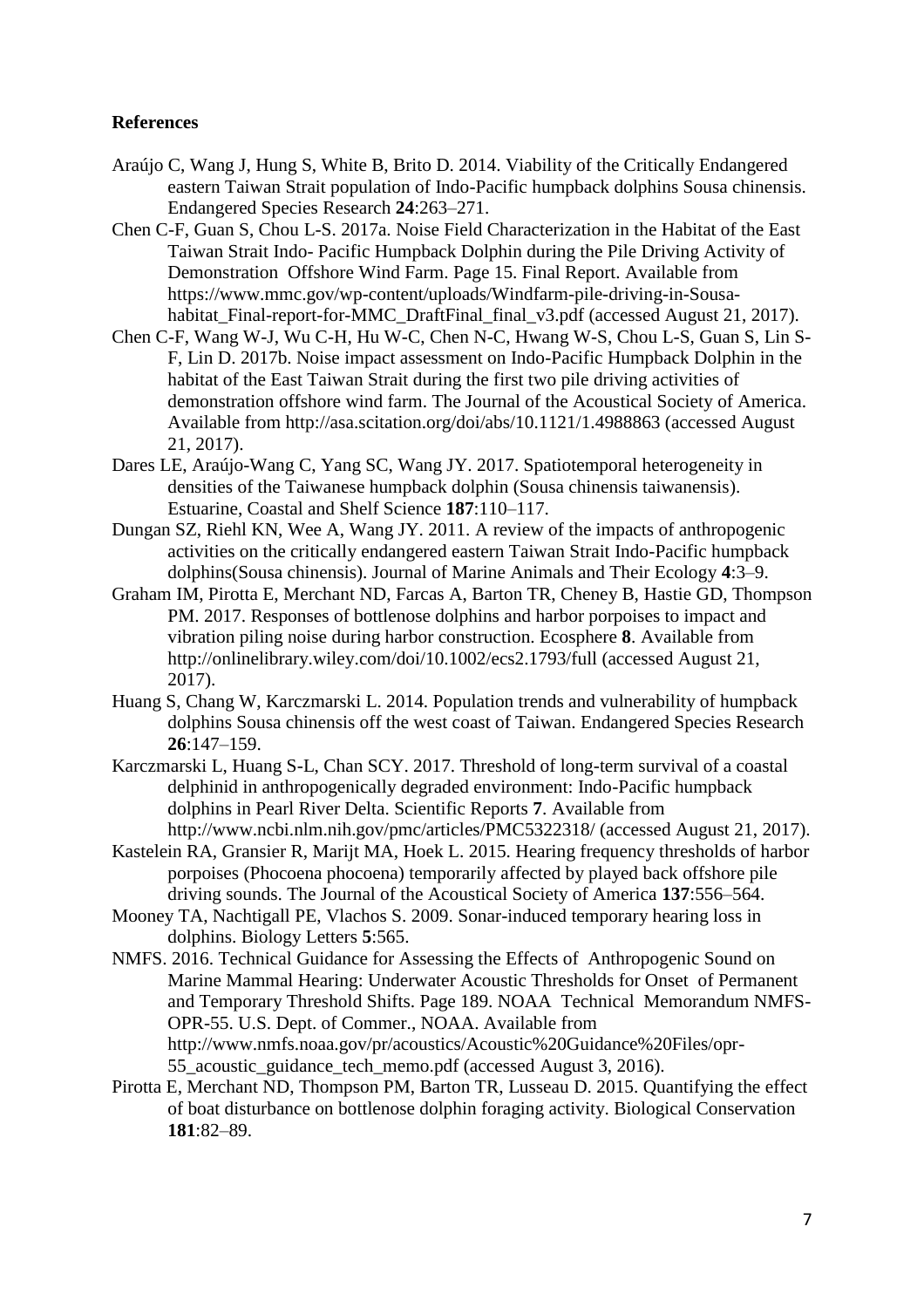**References**

Araújo C, Wang J, Hung S, White B, Brito D. 2014. Viability of the Critically Endangered eastern Taiwan Strait population of Indo-Pacific humpback dolphins Sousa chinensis. Endangered Species Research **24**:263–271.

Chen C-F, Guan S, Chou L-S. 2017a. Noise Field Characterization in the Habitat of the East Taiwan Strait Indo- Pacific Humpback Dolphin during the Pile Driving Activity of Demonstration Offshore Wind Farm. Page 15. Final Report. Available from https://www.mmc.gov/wp-content/uploads/Windfarm-pile-driving-in-Sousa-habitat_Final-report-for-MMC_DraftFinal_final_v3.pdf (accessed August 21, 2017).

Chen C-F, Wang W-J, Wu C-H, Hu W-C, Chen N-C, Hwang W-S, Chou L-S, Guan S, Lin S-F, Lin D. 2017b. Noise impact assessment on Indo-Pacific Humpback Dolphin in the habitat of the East Taiwan Strait during the first two pile driving activities of demonstration offshore wind farm. The Journal of the Acoustical Society of America. Available from http://asa.scitation.org/doi/abs/10.1121/1.4988863 (accessed August 21, 2017).

Dares LE, Araújo-Wang C, Yang SC, Wang JY. 2017. Spatiotemporal heterogeneity in densities of the Taiwanese humpback dolphin (Sousa chinensis taiwanensis). Estuarine, Coastal and Shelf Science **187**:110–117.

Dungan SZ, Riehl KN, Wee A, Wang JY. 2011. A review of the impacts of anthropogenic activities on the critically endangered eastern Taiwan Strait Indo-Pacific humpback dolphins(Sousa chinensis). Journal of Marine Animals and Their Ecology **4**:3–9.

Graham IM, Pirotta E, Merchant ND, Farcas A, Barton TR, Cheney B, Hastie GD, Thompson PM. 2017. Responses of bottlenose dolphins and harbor porpoises to impact and vibration piling noise during harbor construction. Ecosphere **8**. Available from http://onlinelibrary.wiley.com/doi/10.1002/ecs2.1793/full (accessed August 21, 2017).

Huang S, Chang W, Karczmarski L. 2014. Population trends and vulnerability of humpback dolphins Sousa chinensis off the west coast of Taiwan. Endangered Species Research **26**:147–159.

Karczmarski L, Huang S-L, Chan SCY. 2017. Threshold of long-term survival of a coastal delphinid in anthropogenically degraded environment: Indo-Pacific humpback dolphins in Pearl River Delta. Scientific Reports **7**. Available from http://www.ncbi.nlm.nih.gov/pmc/articles/PMC5322318/ (accessed August 21, 2017).

Kastelein RA, Gransier R, Marijt MA, Hoek L. 2015. Hearing frequency thresholds of harbor porpoises (Phocoena phocoena) temporarily affected by played back offshore pile driving sounds. The Journal of the Acoustical Society of America **137**:556–564.

Mooney TA, Nachtigall PE, Vlachos S. 2009. Sonar-induced temporary hearing loss in dolphins. Biology Letters **5**:565.

NMFS. 2016. Technical Guidance for Assessing the Effects of Anthropogenic Sound on Marine Mammal Hearing: Underwater Acoustic Thresholds for Onset of Permanent and Temporary Threshold Shifts. Page 189. NOAA Technical Memorandum NMFS-OPR-55. U.S. Dept. of Commer., NOAA. Available from http://www.nmfs.noaa.gov/pr/acoustics/Acoustic%20Guidance%20Files/opr-55_acoustic_guidance_tech_memo.pdf (accessed August 3, 2016).

Pirotta E, Merchant ND, Thompson PM, Barton TR, Lusseau D. 2015. Quantifying the effect of boat disturbance on bottlenose dolphin foraging activity. Biological Conservation **181**:82–89.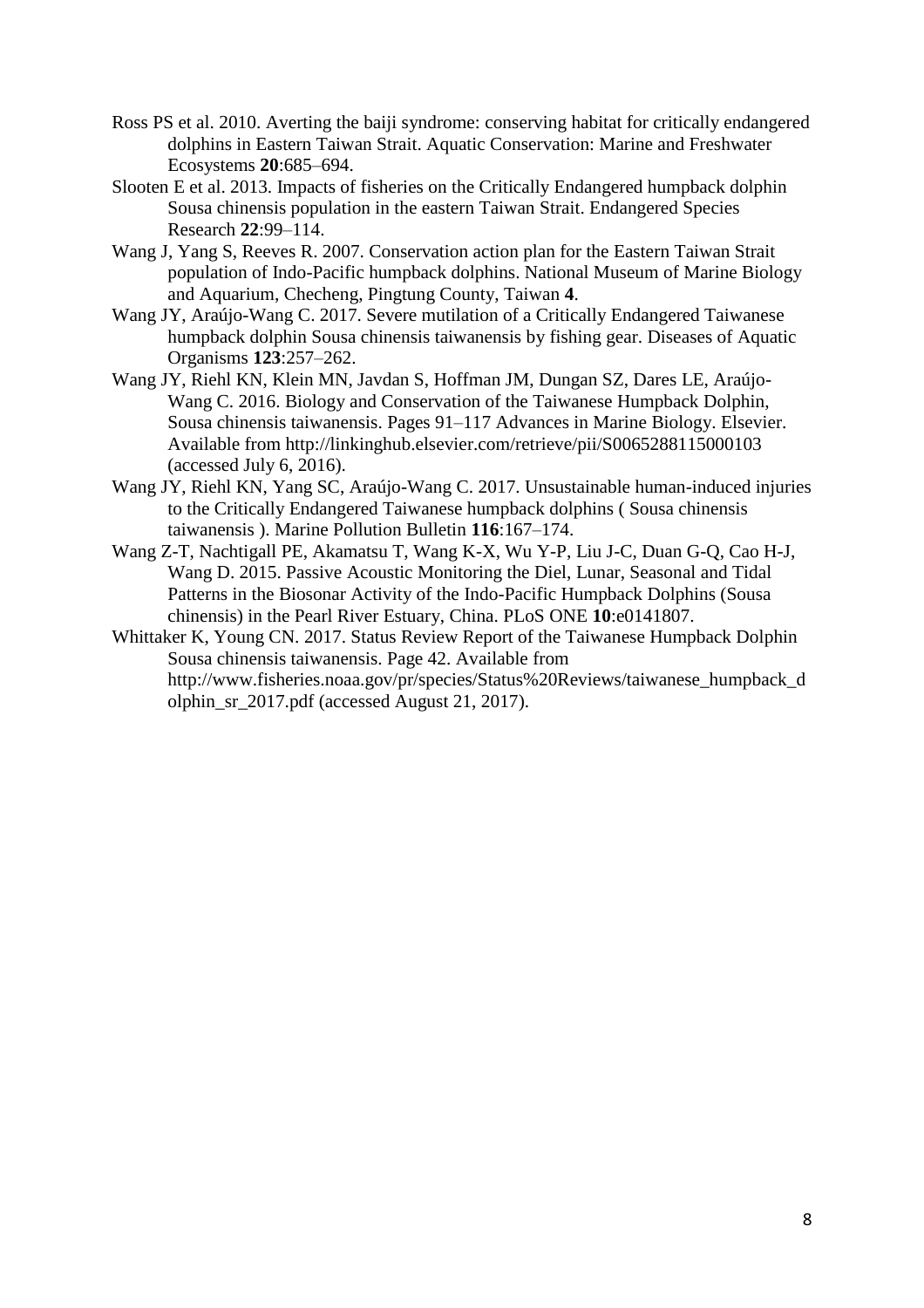Ross PS et al. 2010. Averting the baiji syndrome: conserving habitat for critically endangered dolphins in Eastern Taiwan Strait. Aquatic Conservation: Marine and Freshwater Ecosystems **20**:685–694.

Slooten E et al. 2013. Impacts of fisheries on the Critically Endangered humpback dolphin Sousa chinensis population in the eastern Taiwan Strait. Endangered Species Research **22**:99–114.

Wang J, Yang S, Reeves R. 2007. Conservation action plan for the Eastern Taiwan Strait population of Indo-Pacific humpback dolphins. National Museum of Marine Biology and Aquarium, Checheng, Pingtung County, Taiwan **4**.

Wang JY, Araújo-Wang C. 2017. Severe mutilation of a Critically Endangered Taiwanese humpback dolphin Sousa chinensis taiwanensis by fishing gear. Diseases of Aquatic Organisms **123**:257–262.

Wang JY, Riehl KN, Klein MN, Javdan S, Hoffman JM, Dungan SZ, Dares LE, Araújo-Wang C. 2016. Biology and Conservation of the Taiwanese Humpback Dolphin, Sousa chinensis taiwanensis. Pages 91–117 Advances in Marine Biology. Elsevier. Available from http://linkinghub.elsevier.com/retrieve/pii/S0065288115000103 (accessed July 6, 2016).

Wang JY, Riehl KN, Yang SC, Araújo-Wang C. 2017. Unsustainable human-induced injuries to the Critically Endangered Taiwanese humpback dolphins ( Sousa chinensis taiwanensis ). Marine Pollution Bulletin **116**:167–174.

Wang Z-T, Nachtigall PE, Akamatsu T, Wang K-X, Wu Y-P, Liu J-C, Duan G-Q, Cao H-J, Wang D. 2015. Passive Acoustic Monitoring the Diel, Lunar, Seasonal and Tidal Patterns in the Biosonar Activity of the Indo-Pacific Humpback Dolphins (Sousa chinensis) in the Pearl River Estuary, China. PLoS ONE **10**:e0141807.

Whittaker K, Young CN. 2017. Status Review Report of the Taiwanese Humpback Dolphin Sousa chinensis taiwanensis. Page 42. Available from http://www.fisheries.noaa.gov/pr/species/Status%20Reviews/taiwanese_humpback_dolphin_sr_2017.pdf (accessed August 21, 2017).